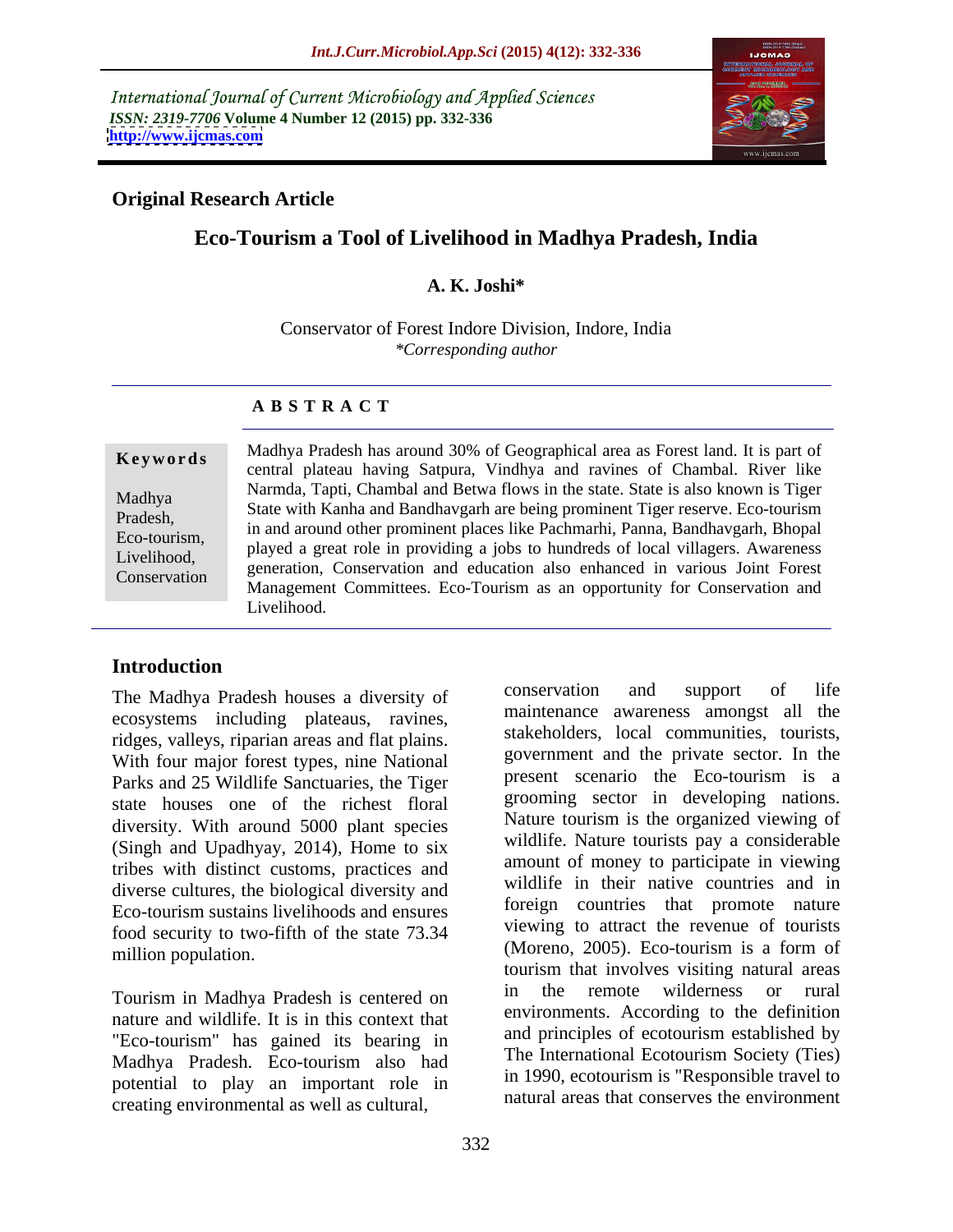International Journal of Current Microbiology and Applied Sciences
*ISSN: 2319-7706* **Volume 4 Number 12 (2015) pp. 332-336**
**http://www.ijcmas.com**

**Original Research Article**

# Eco-Tourism a Tool of Livelihood in Madhya Pradesh, India

**A. K. Joshi***

Conservator of Forest Indore Division, Indore, India
*\*Corresponding author*

## ABSTRACT

**Keywords**

Madhya Pradesh, Eco-tourism, Livelihood, Conservation

Madhya Pradesh has around 30% of Geographical area as Forest land. It is part of central plateau having Satpura, Vindhya and ravines of Chambal. River like Narmda, Tapti, Chambal and Betwa flows in the state. State is also known is Tiger State with Kanha and Bandhavgarh are being prominent Tiger reserve. Eco-tourism in and around other prominent places like Pachmarhi, Panna, Bandhavgarh, Bhopal played a great role in providing a jobs to hundreds of local villagers. Awareness generation, Conservation and education also enhanced in various Joint Forest Management Committees. Eco-Tourism as an opportunity for Conservation and Livelihood.

## Introduction

The Madhya Pradesh houses a diversity of ecosystems including plateaus, ravines, ridges, valleys, riparian areas and flat plains. With four major forest types, nine National Parks and 25 Wildlife Sanctuaries, the Tiger state houses one of the richest floral diversity. With around 5000 plant species (Singh and Upadhyay, 2014), Home to six tribes with distinct customs, practices and diverse cultures, the biological diversity and Eco-tourism sustains livelihoods and ensures food security to two-fifth of the state 73.34 million population.

Tourism in Madhya Pradesh is centered on nature and wildlife. It is in this context that "Eco-tourism" has gained its bearing in Madhya Pradesh. Eco-tourism also had potential to play an important role in creating environmental as well as cultural, conservation and support of life maintenance awareness amongst all the stakeholders, local communities, tourists, government and the private sector. In the present scenario the Eco-tourism is a grooming sector in developing nations. Nature tourism is the organized viewing of wildlife. Nature tourists pay a considerable amount of money to participate in viewing wildlife in their native countries and in foreign countries that promote nature viewing to attract the revenue of tourists (Moreno, 2005). Eco-tourism is a form of tourism that involves visiting natural areas in the remote wilderness or rural environments. According to the definition and principles of ecotourism established by The International Ecotourism Society (Ties) in 1990, ecotourism is "Responsible travel to natural areas that conserves the environment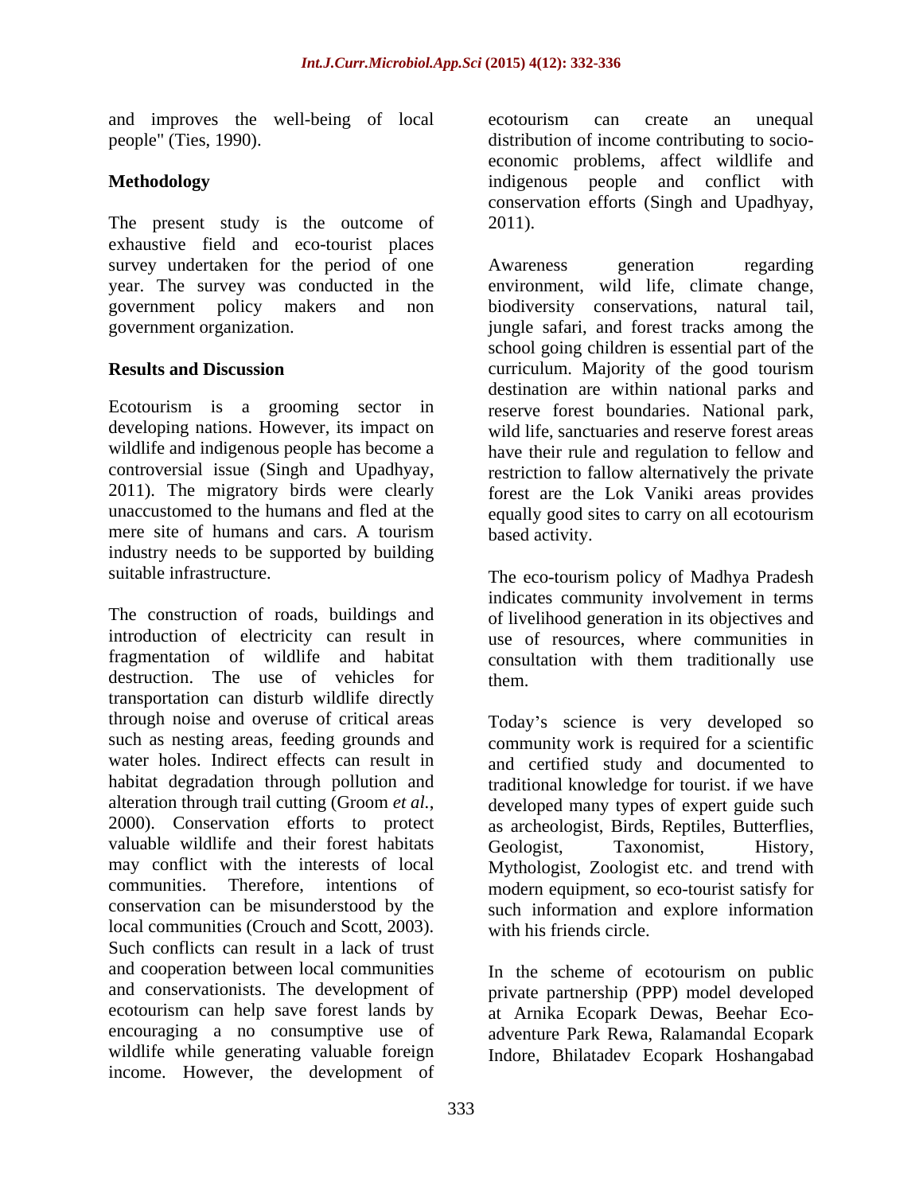and improves the well-being of local people" (Ties, 1990).

## Methodology

The present study is the outcome of exhaustive field and eco-tourist places survey undertaken for the period of one year. The survey was conducted in the government policy makers and non government organization.

## Results and Discussion

Ecotourism is a grooming sector in developing nations. However, its impact on wildlife and indigenous people has become a controversial issue (Singh and Upadhyay, 2011). The migratory birds were clearly unaccustomed to the humans and fled at the mere site of humans and cars. A tourism industry needs to be supported by building suitable infrastructure.

The construction of roads, buildings and introduction of electricity can result in fragmentation of wildlife and habitat destruction. The use of vehicles for transportation can disturb wildlife directly through noise and overuse of critical areas such as nesting areas, feeding grounds and water holes. Indirect effects can result in habitat degradation through pollution and alteration through trail cutting (Groom *et al.*, 2000). Conservation efforts to protect valuable wildlife and their forest habitats may conflict with the interests of local communities. Therefore, intentions of conservation can be misunderstood by the local communities (Crouch and Scott, 2003). Such conflicts can result in a lack of trust and cooperation between local communities and conservationists. The development of ecotourism can help save forest lands by encouraging a no consumptive use of wildlife while generating valuable foreign income. However, the development of ecotourism can create an unequal distribution of income contributing to socio-economic problems, affect wildlife and indigenous people and conflict with conservation efforts (Singh and Upadhyay, 2011).

Awareness generation regarding environment, wild life, climate change, biodiversity conservations, natural tail, jungle safari, and forest tracks among the school going children is essential part of the curriculum. Majority of the good tourism destination are within national parks and reserve forest boundaries. National park, wild life, sanctuaries and reserve forest areas have their rule and regulation to fellow and restriction to fallow alternatively the private forest are the Lok Vaniki areas provides equally good sites to carry on all ecotourism based activity.

The eco-tourism policy of Madhya Pradesh indicates community involvement in terms of livelihood generation in its objectives and use of resources, where communities in consultation with them traditionally use them.

Today's science is very developed so community work is required for a scientific and certified study and documented to traditional knowledge for tourist. if we have developed many types of expert guide such as archeologist, Birds, Reptiles, Butterflies, Geologist, Taxonomist, History, Mythologist, Zoologist etc. and trend with modern equipment, so eco-tourist satisfy for such information and explore information with his friends circle.

In the scheme of ecotourism on public private partnership (PPP) model developed at Arnika Ecopark Dewas, Beehar Eco-adventure Park Rewa, Ralamandal Ecopark Indore, Bhilatadev Ecopark Hoshangabad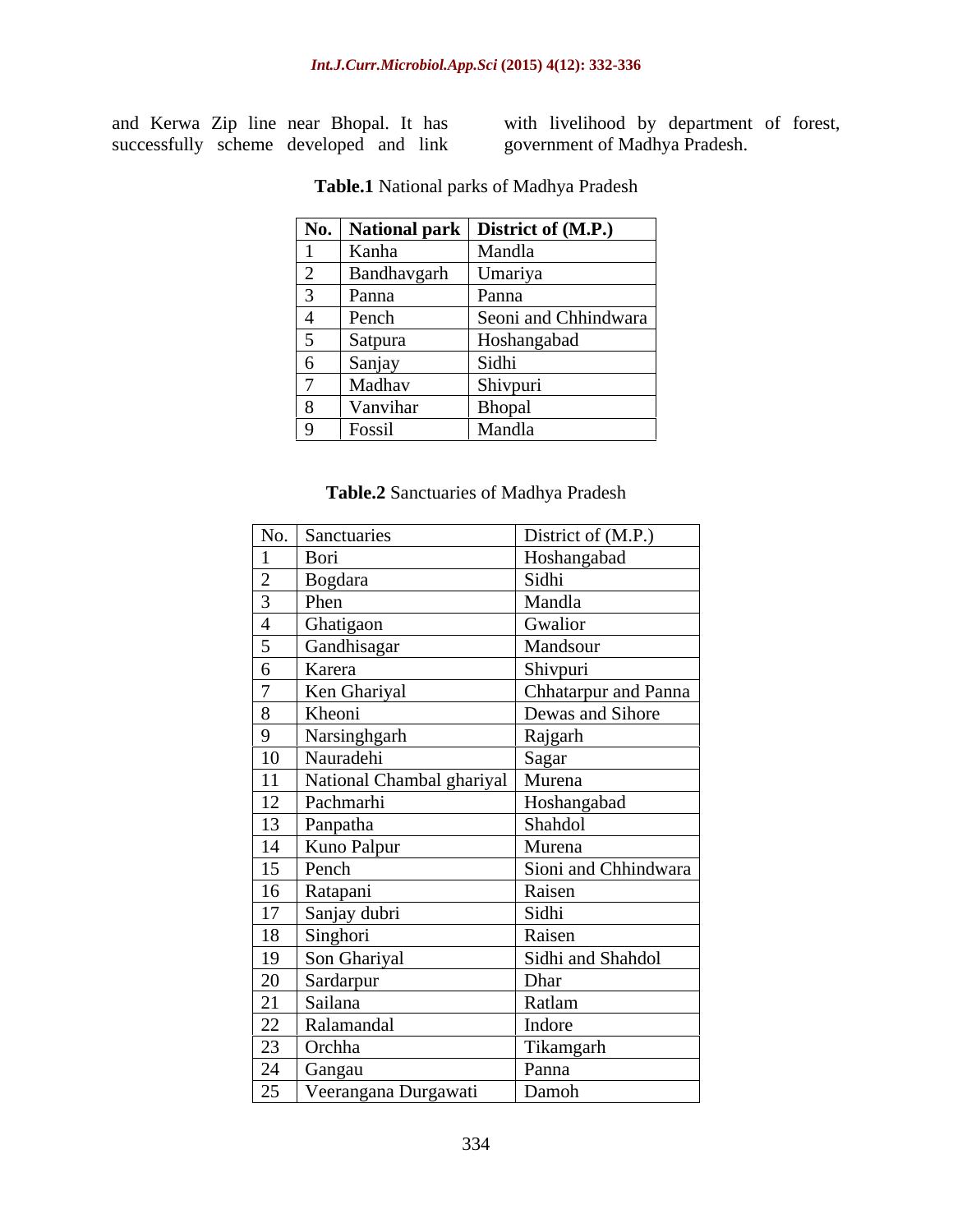and Kerwa Zip line near Bhopal. It has successfully scheme developed and link with livelihood by department of forest, government of Madhya Pradesh.

**Table.1** National parks of Madhya Pradesh

| No. | National park | District of (M.P.) |
|---|---|---|
| 1 | Kanha | Mandla |
| 2 | Bandhavgarh | Umariya |
| 3 | Panna | Panna |
| 4 | Pench | Seoni and Chhindwara |
| 5 | Satpura | Hoshangabad |
| 6 | Sanjay | Sidhi |
| 7 | Madhav | Shivpuri |
| 8 | Vanvihar | Bhopal |
| 9 | Fossil | Mandla |

**Table.2** Sanctuaries of Madhya Pradesh

| No. | Sanctuaries | District of (M.P.) |
|---|---|---|
| 1 | Bori | Hoshangabad |
| 2 | Bogdara | Sidhi |
| 3 | Phen | Mandla |
| 4 | Ghatigaon | Gwalior |
| 5 | Gandhisagar | Mandsour |
| 6 | Karera | Shivpuri |
| 7 | Ken Ghariyal | Chhatarpur and Panna |
| 8 | Kheoni | Dewas and Sihore |
| 9 | Narsinghgarh | Rajgarh |
| 10 | Nauradehi | Sagar |
| 11 | National Chambal ghariyal | Murena |
| 12 | Pachmarhi | Hoshangabad |
| 13 | Panpatha | Shahdol |
| 14 | Kuno Palpur | Murena |
| 15 | Pench | Sioni and Chhindwara |
| 16 | Ratapani | Raisen |
| 17 | Sanjay dubri | Sidhi |
| 18 | Singhori | Raisen |
| 19 | Son Ghariyal | Sidhi and Shahdol |
| 20 | Sardarpur | Dhar |
| 21 | Sailana | Ratlam |
| 22 | Ralamandal | Indore |
| 23 | Orchha | Tikamgarh |
| 24 | Gangau | Panna |
| 25 | Veerangana Durgawati | Damoh |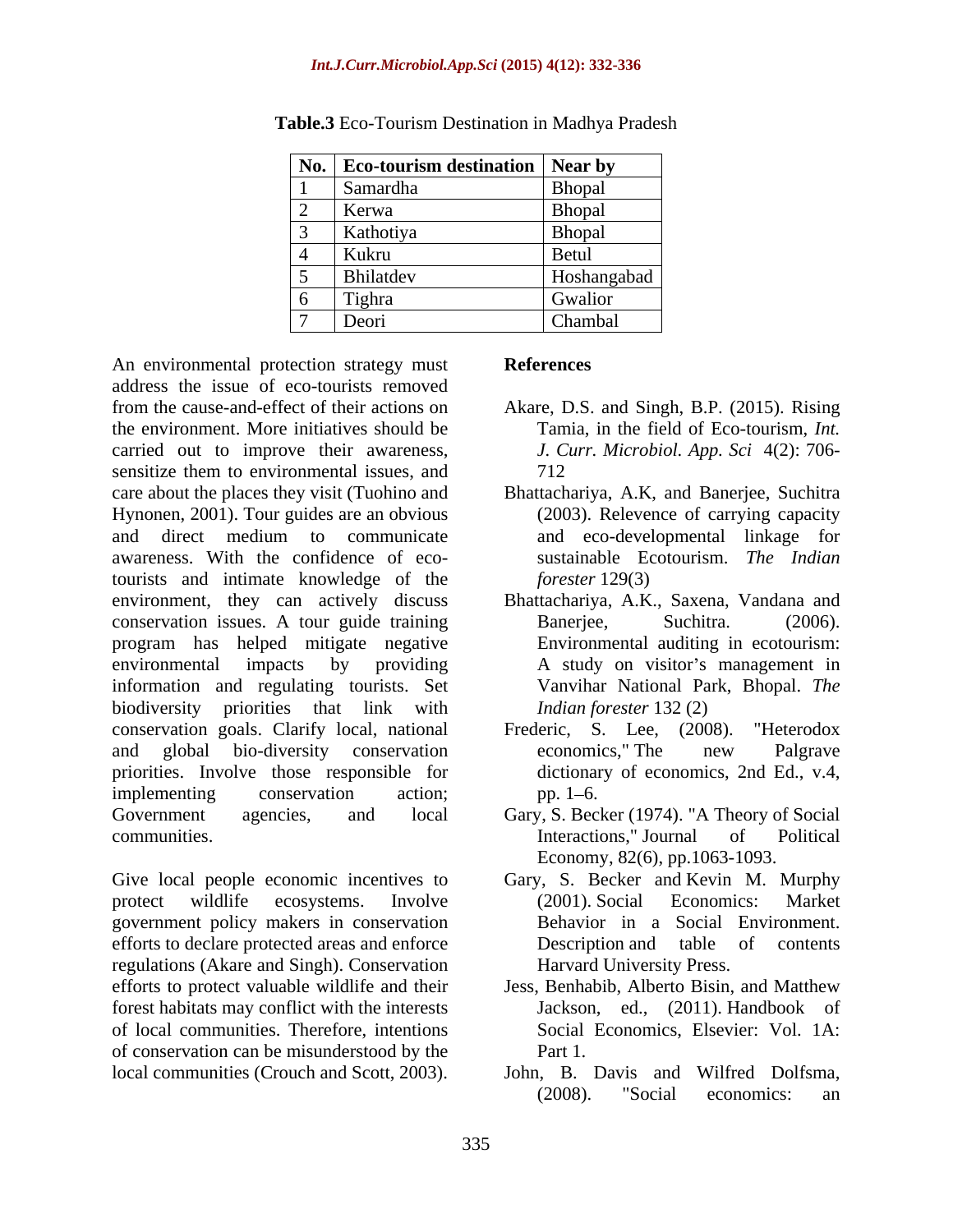**Table.3** Eco-Tourism Destination in Madhya Pradesh

| No. | Eco-tourism destination | Near by |
|---|---|---|
| 1 | Samardha | Bhopal |
| 2 | Kerwa | Bhopal |
| 3 | Kathotiya | Bhopal |
| 4 | Kukru | Betul |
| 5 | Bhilatdev | Hoshangabad |
| 6 | Tighra | Gwalior |
| 7 | Deori | Chambal |

An environmental protection strategy must address the issue of eco-tourists removed from the cause-and-effect of their actions on the environment. More initiatives should be carried out to improve their awareness, sensitize them to environmental issues, and care about the places they visit (Tuohino and Hynonen, 2001). Tour guides are an obvious and direct medium to communicate awareness. With the confidence of eco-tourists and intimate knowledge of the environment, they can actively discuss conservation issues. A tour guide training program has helped mitigate negative environmental impacts by providing information and regulating tourists. Set biodiversity priorities that link with conservation goals. Clarify local, national and global bio-diversity conservation priorities. Involve those responsible for implementing conservation action; Government agencies, and local communities.

Give local people economic incentives to protect wildlife ecosystems. Involve government policy makers in conservation efforts to declare protected areas and enforce regulations (Akare and Singh). Conservation efforts to protect valuable wildlife and their forest habitats may conflict with the interests of local communities. Therefore, intentions of conservation can be misunderstood by the local communities (Crouch and Scott, 2003).

## References

Akare, D.S. and Singh, B.P. (2015). Rising Tamia, in the field of Eco-tourism, *Int. J. Curr. Microbiol. App. Sci* 4(2): 706-712

Bhattachariya, A.K, and Banerjee, Suchitra (2003). Relevence of carrying capacity and eco-developmental linkage for sustainable Ecotourism. *The Indian forester* 129(3)

Bhattachariya, A.K., Saxena, Vandana and Banerjee, Suchitra. (2006). Environmental auditing in ecotourism: A study on visitor's management in Vanvihar National Park, Bhopal. *The Indian forester* 132 (2)

Frederic, S. Lee, (2008). "Heterodox economics," The new Palgrave dictionary of economics, 2nd Ed., v.4, pp. 1–6.

Gary, S. Becker (1974). "A Theory of Social Interactions," Journal of Political Economy, 82(6), pp.1063-1093.

Gary, S. Becker and Kevin M. Murphy (2001). Social Economics: Market Behavior in a Social Environment. Description and table of contents Harvard University Press.

Jess, Benhabib, Alberto Bisin, and Matthew Jackson, ed., (2011). Handbook of Social Economics, Elsevier: Vol. 1A: Part 1.

John, B. Davis and Wilfred Dolfsma, (2008). "Social economics: an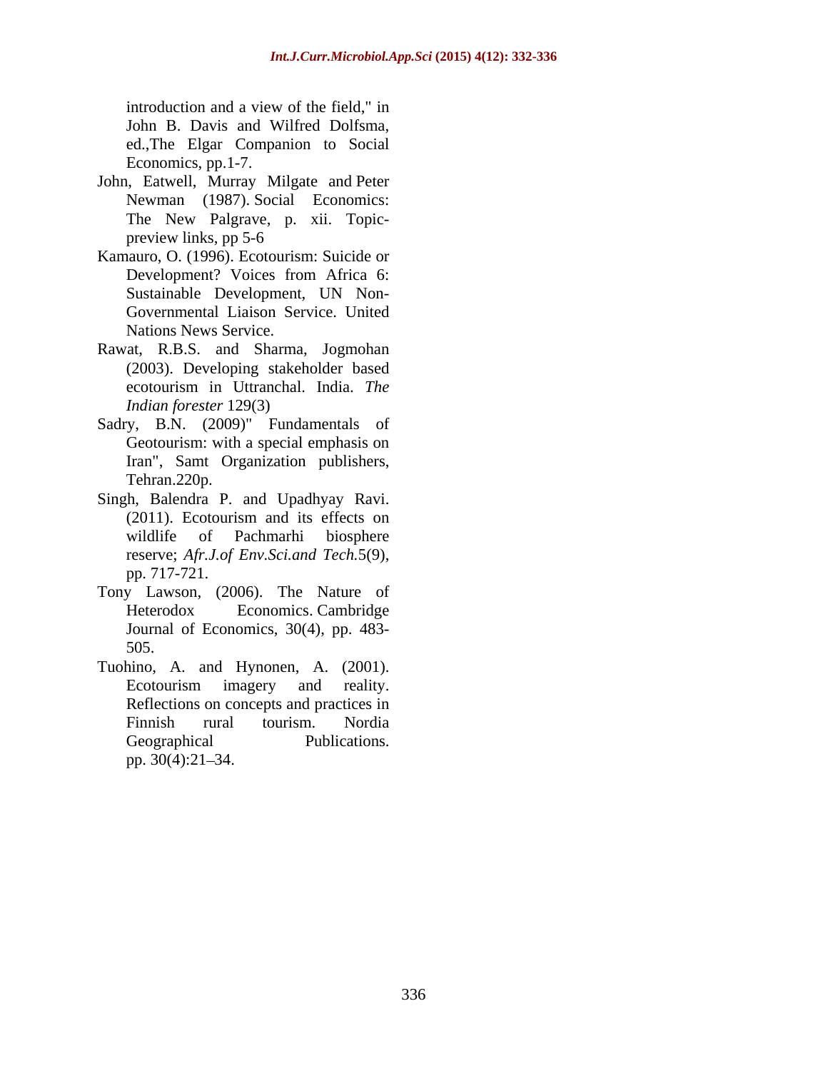introduction and a view of the field," in John B. Davis and Wilfred Dolfsma, ed.,The Elgar Companion to Social Economics, pp.1-7.

John, Eatwell, Murray Milgate and Peter Newman (1987). Social Economics: The New Palgrave, p. xii. Topic-preview links, pp 5-6

Kamauro, O. (1996). Ecotourism: Suicide or Development? Voices from Africa 6: Sustainable Development, UN Non-Governmental Liaison Service. United Nations News Service.

Rawat, R.B.S. and Sharma, Jogmohan (2003). Developing stakeholder based ecotourism in Uttranchal. India. *The Indian forester* 129(3)

Sadry, B.N. (2009)" Fundamentals of Geotourism: with a special emphasis on Iran", Samt Organization publishers, Tehran.220p.

Singh, Balendra P. and Upadhyay Ravi. (2011). Ecotourism and its effects on wildlife of Pachmarhi biosphere reserve; *Afr.J.of Env.Sci.and Tech.*5(9), pp. 717-721.

Tony Lawson, (2006). The Nature of Heterodox Economics. Cambridge Journal of Economics, 30(4), pp. 483-505.

Tuohino, A. and Hynonen, A. (2001). Ecotourism imagery and reality. Reflections on concepts and practices in Finnish rural tourism. Nordia Geographical Publications. pp. 30(4):21–34.